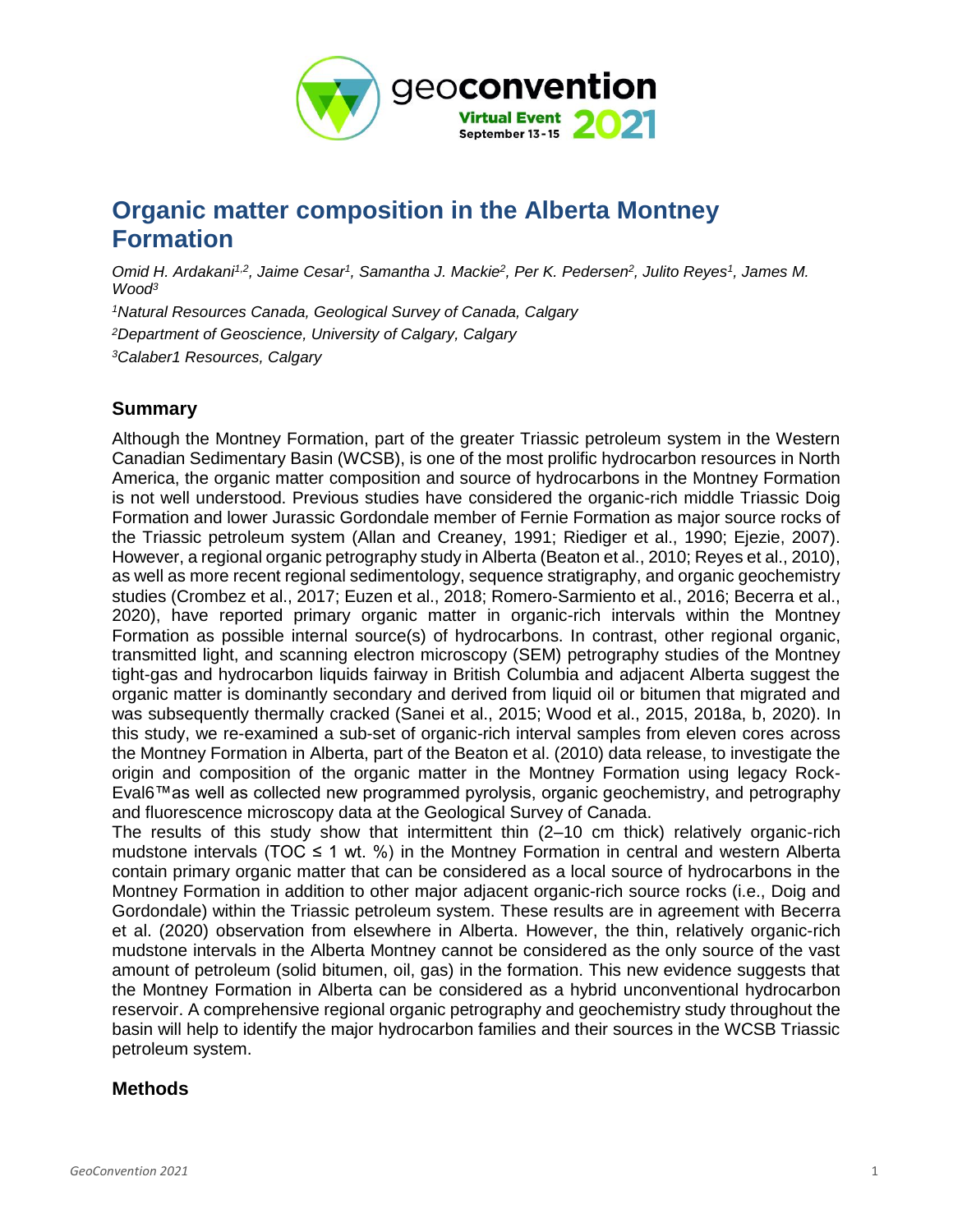# Organic matter composition in the Alberta Montney Formation

*Omid H. Ardakani[1,2], Jaime Cesar[1], Samantha J. Mackie[2], Per K. Pedersen[2], Julito Reyes[1], James M. Wood[3]*

*[1]Natural Resources Canada, Geological Survey of Canada, Calgary*

*[2]Department of Geoscience, University of Calgary, Calgary*

*[3]Calaber1 Resources, Calgary*

## Summary

Although the Montney Formation, part of the greater Triassic petroleum system in the Western Canadian Sedimentary Basin (WCSB), is one of the most prolific hydrocarbon resources in North America, the organic matter composition and source of hydrocarbons in the Montney Formation is not well understood. Previous studies have considered the organic-rich middle Triassic Doig Formation and lower Jurassic Gordondale member of Fernie Formation as major source rocks of the Triassic petroleum system (Allan and Creaney, 1991; Riediger et al., 1990; Ejezie, 2007). However, a regional organic petrography study in Alberta (Beaton et al., 2010; Reyes et al., 2010), as well as more recent regional sedimentology, sequence stratigraphy, and organic geochemistry studies (Crombez et al., 2017; Euzen et al., 2018; Romero-Sarmiento et al., 2016; Becerra et al., 2020), have reported primary organic matter in organic-rich intervals within the Montney Formation as possible internal source(s) of hydrocarbons. In contrast, other regional organic, transmitted light, and scanning electron microscopy (SEM) petrography studies of the Montney tight-gas and hydrocarbon liquids fairway in British Columbia and adjacent Alberta suggest the organic matter is dominantly secondary and derived from liquid oil or bitumen that migrated and was subsequently thermally cracked (Sanei et al., 2015; Wood et al., 2015, 2018a, b, 2020). In this study, we re-examined a sub-set of organic-rich interval samples from eleven cores across the Montney Formation in Alberta, part of the Beaton et al. (2010) data release, to investigate the origin and composition of the organic matter in the Montney Formation using legacy Rock-Eval6™as well as collected new programmed pyrolysis, organic geochemistry, and petrography and fluorescence microscopy data at the Geological Survey of Canada.

The results of this study show that intermittent thin (2–10 cm thick) relatively organic-rich mudstone intervals (TOC ≤ 1 wt. %) in the Montney Formation in central and western Alberta contain primary organic matter that can be considered as a local source of hydrocarbons in the Montney Formation in addition to other major adjacent organic-rich source rocks (i.e., Doig and Gordondale) within the Triassic petroleum system. These results are in agreement with Becerra et al. (2020) observation from elsewhere in Alberta. However, the thin, relatively organic-rich mudstone intervals in the Alberta Montney cannot be considered as the only source of the vast amount of petroleum (solid bitumen, oil, gas) in the formation. This new evidence suggests that the Montney Formation in Alberta can be considered as a hybrid unconventional hydrocarbon reservoir. A comprehensive regional organic petrography and geochemistry study throughout the basin will help to identify the major hydrocarbon families and their sources in the WCSB Triassic petroleum system.

## Methods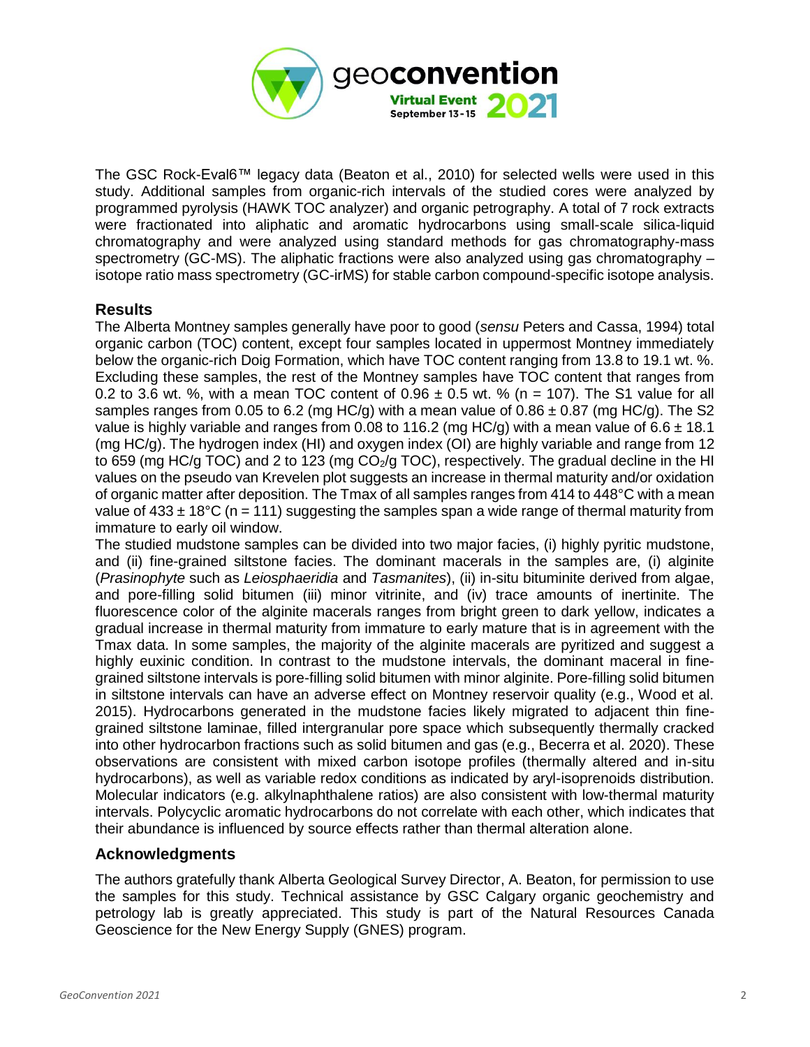The GSC Rock-Eval6™ legacy data (Beaton et al., 2010) for selected wells were used in this study. Additional samples from organic-rich intervals of the studied cores were analyzed by programmed pyrolysis (HAWK TOC analyzer) and organic petrography. A total of 7 rock extracts were fractionated into aliphatic and aromatic hydrocarbons using small-scale silica-liquid chromatography and were analyzed using standard methods for gas chromatography-mass spectrometry (GC-MS). The aliphatic fractions were also analyzed using gas chromatography – isotope ratio mass spectrometry (GC-irMS) for stable carbon compound-specific isotope analysis.

## Results

The Alberta Montney samples generally have poor to good (*sensu* Peters and Cassa, 1994) total organic carbon (TOC) content, except four samples located in uppermost Montney immediately below the organic-rich Doig Formation, which have TOC content ranging from 13.8 to 19.1 wt. %. Excluding these samples, the rest of the Montney samples have TOC content that ranges from 0.2 to 3.6 wt. %, with a mean TOC content of 0.96 ± 0.5 wt. % (n = 107). The S1 value for all samples ranges from 0.05 to 6.2 (mg HC/g) with a mean value of 0.86 ± 0.87 (mg HC/g). The S2 value is highly variable and ranges from 0.08 to 116.2 (mg HC/g) with a mean value of 6.6 ± 18.1 (mg HC/g). The hydrogen index (HI) and oxygen index (OI) are highly variable and range from 12 to 659 (mg HC/g TOC) and 2 to 123 (mg $CO_2$/g TOC), respectively. The gradual decline in the HI values on the pseudo van Krevelen plot suggests an increase in thermal maturity and/or oxidation of organic matter after deposition. The Tmax of all samples ranges from 414 to 448°C with a mean value of 433 ± 18°C (n = 111) suggesting the samples span a wide range of thermal maturity from immature to early oil window.

The studied mudstone samples can be divided into two major facies, (i) highly pyritic mudstone, and (ii) fine-grained siltstone facies. The dominant macerals in the samples are, (i) alginite (*Prasinophyte* such as *Leiosphaeridia* and *Tasmanites*), (ii) in-situ bituminite derived from algae, and pore-filling solid bitumen (iii) minor vitrinite, and (iv) trace amounts of inertinite. The fluorescence color of the alginite macerals ranges from bright green to dark yellow, indicates a gradual increase in thermal maturity from immature to early mature that is in agreement with the Tmax data. In some samples, the majority of the alginite macerals are pyritized and suggest a highly euxinic condition. In contrast to the mudstone intervals, the dominant maceral in fine-grained siltstone intervals is pore-filling solid bitumen with minor alginite. Pore-filling solid bitumen in siltstone intervals can have an adverse effect on Montney reservoir quality (e.g., Wood et al. 2015). Hydrocarbons generated in the mudstone facies likely migrated to adjacent thin fine-grained siltstone laminae, filled intergranular pore space which subsequently thermally cracked into other hydrocarbon fractions such as solid bitumen and gas (e.g., Becerra et al. 2020). These observations are consistent with mixed carbon isotope profiles (thermally altered and in-situ hydrocarbons), as well as variable redox conditions as indicated by aryl-isoprenoids distribution. Molecular indicators (e.g. alkylnaphthalene ratios) are also consistent with low-thermal maturity intervals. Polycyclic aromatic hydrocarbons do not correlate with each other, which indicates that their abundance is influenced by source effects rather than thermal alteration alone.

## Acknowledgments

The authors gratefully thank Alberta Geological Survey Director, A. Beaton, for permission to use the samples for this study. Technical assistance by GSC Calgary organic geochemistry and petrology lab is greatly appreciated. This study is part of the Natural Resources Canada Geoscience for the New Energy Supply (GNES) program.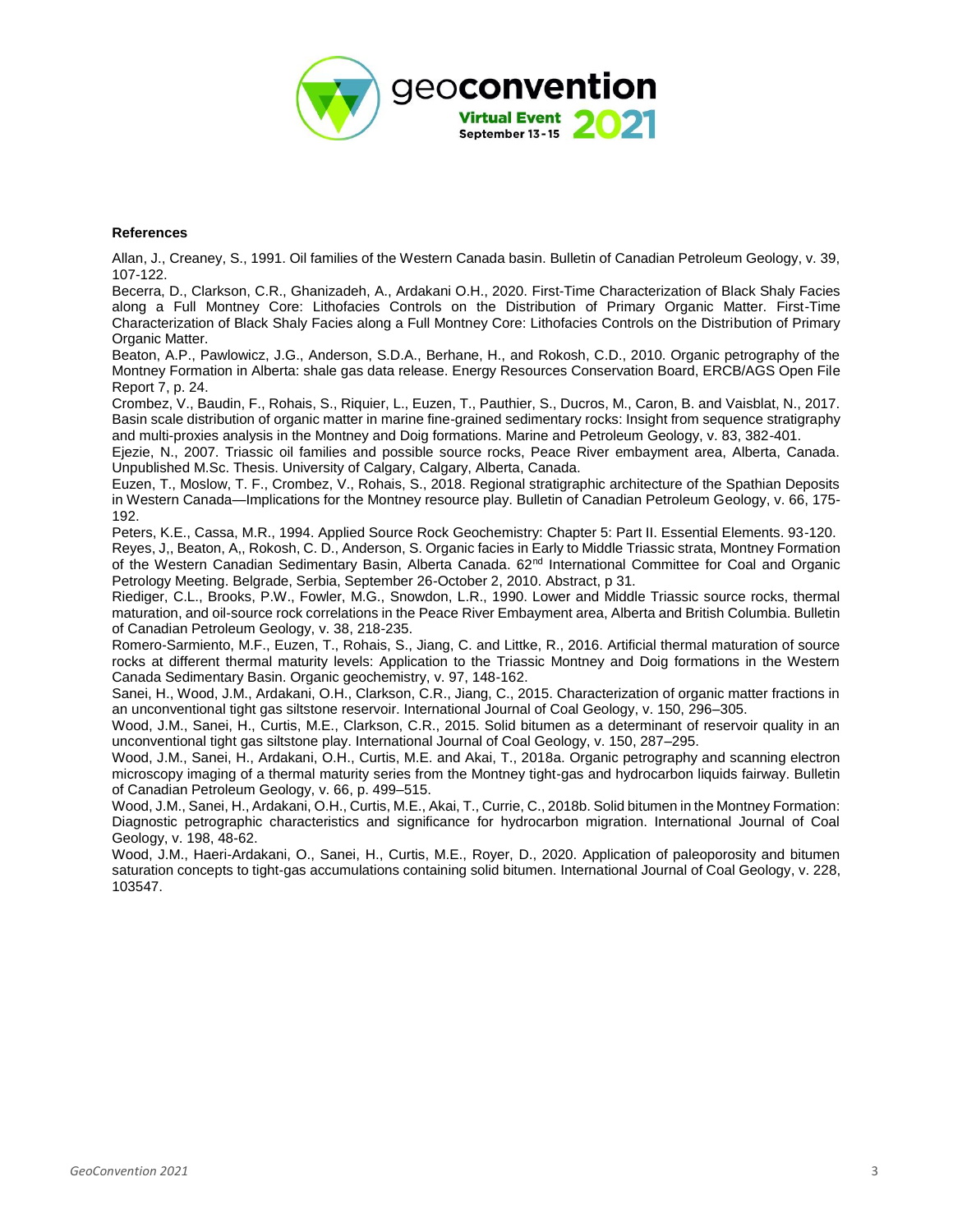### References

Allan, J., Creaney, S., 1991. Oil families of the Western Canada basin. Bulletin of Canadian Petroleum Geology, v. 39, 107-122.

Becerra, D., Clarkson, C.R., Ghanizadeh, A., Ardakani O.H., 2020. First-Time Characterization of Black Shaly Facies along a Full Montney Core: Lithofacies Controls on the Distribution of Primary Organic Matter. First-Time Characterization of Black Shaly Facies along a Full Montney Core: Lithofacies Controls on the Distribution of Primary Organic Matter.

Beaton, A.P., Pawlowicz, J.G., Anderson, S.D.A., Berhane, H., and Rokosh, C.D., 2010. Organic petrography of the Montney Formation in Alberta: shale gas data release. Energy Resources Conservation Board, ERCB/AGS Open File Report 7, p. 24.

Crombez, V., Baudin, F., Rohais, S., Riquier, L., Euzen, T., Pauthier, S., Ducros, M., Caron, B. and Vaisblat, N., 2017. Basin scale distribution of organic matter in marine fine-grained sedimentary rocks: Insight from sequence stratigraphy and multi-proxies analysis in the Montney and Doig formations. Marine and Petroleum Geology, v. 83, 382-401.

Ejezie, N., 2007. Triassic oil families and possible source rocks, Peace River embayment area, Alberta, Canada. Unpublished M.Sc. Thesis. University of Calgary, Calgary, Alberta, Canada.

Euzen, T., Moslow, T. F., Crombez, V., Rohais, S., 2018. Regional stratigraphic architecture of the Spathian Deposits in Western Canada—Implications for the Montney resource play. Bulletin of Canadian Petroleum Geology, v. 66, 175-192.

Peters, K.E., Cassa, M.R., 1994. Applied Source Rock Geochemistry: Chapter 5: Part II. Essential Elements. 93-120.

Reyes, J,, Beaton, A,, Rokosh, C. D., Anderson, S. Organic facies in Early to Middle Triassic strata, Montney Formation of the Western Canadian Sedimentary Basin, Alberta Canada. 62nd International Committee for Coal and Organic Petrology Meeting. Belgrade, Serbia, September 26-October 2, 2010. Abstract, p 31.

Riediger, C.L., Brooks, P.W., Fowler, M.G., Snowdon, L.R., 1990. Lower and Middle Triassic source rocks, thermal maturation, and oil-source rock correlations in the Peace River Embayment area, Alberta and British Columbia. Bulletin of Canadian Petroleum Geology, v. 38, 218-235.

Romero-Sarmiento, M.F., Euzen, T., Rohais, S., Jiang, C. and Littke, R., 2016. Artificial thermal maturation of source rocks at different thermal maturity levels: Application to the Triassic Montney and Doig formations in the Western Canada Sedimentary Basin. Organic geochemistry, v. 97, 148-162.

Sanei, H., Wood, J.M., Ardakani, O.H., Clarkson, C.R., Jiang, C., 2015. Characterization of organic matter fractions in an unconventional tight gas siltstone reservoir. International Journal of Coal Geology, v. 150, 296–305.

Wood, J.M., Sanei, H., Curtis, M.E., Clarkson, C.R., 2015. Solid bitumen as a determinant of reservoir quality in an unconventional tight gas siltstone play. International Journal of Coal Geology, v. 150, 287–295.

Wood, J.M., Sanei, H., Ardakani, O.H., Curtis, M.E. and Akai, T., 2018a. Organic petrography and scanning electron microscopy imaging of a thermal maturity series from the Montney tight-gas and hydrocarbon liquids fairway. Bulletin of Canadian Petroleum Geology, v. 66, p. 499–515.

Wood, J.M., Sanei, H., Ardakani, O.H., Curtis, M.E., Akai, T., Currie, C., 2018b. Solid bitumen in the Montney Formation: Diagnostic petrographic characteristics and significance for hydrocarbon migration. International Journal of Coal Geology, v. 198, 48-62.

Wood, J.M., Haeri-Ardakani, O., Sanei, H., Curtis, M.E., Royer, D., 2020. Application of paleoporosity and bitumen saturation concepts to tight-gas accumulations containing solid bitumen. International Journal of Coal Geology, v. 228, 103547.